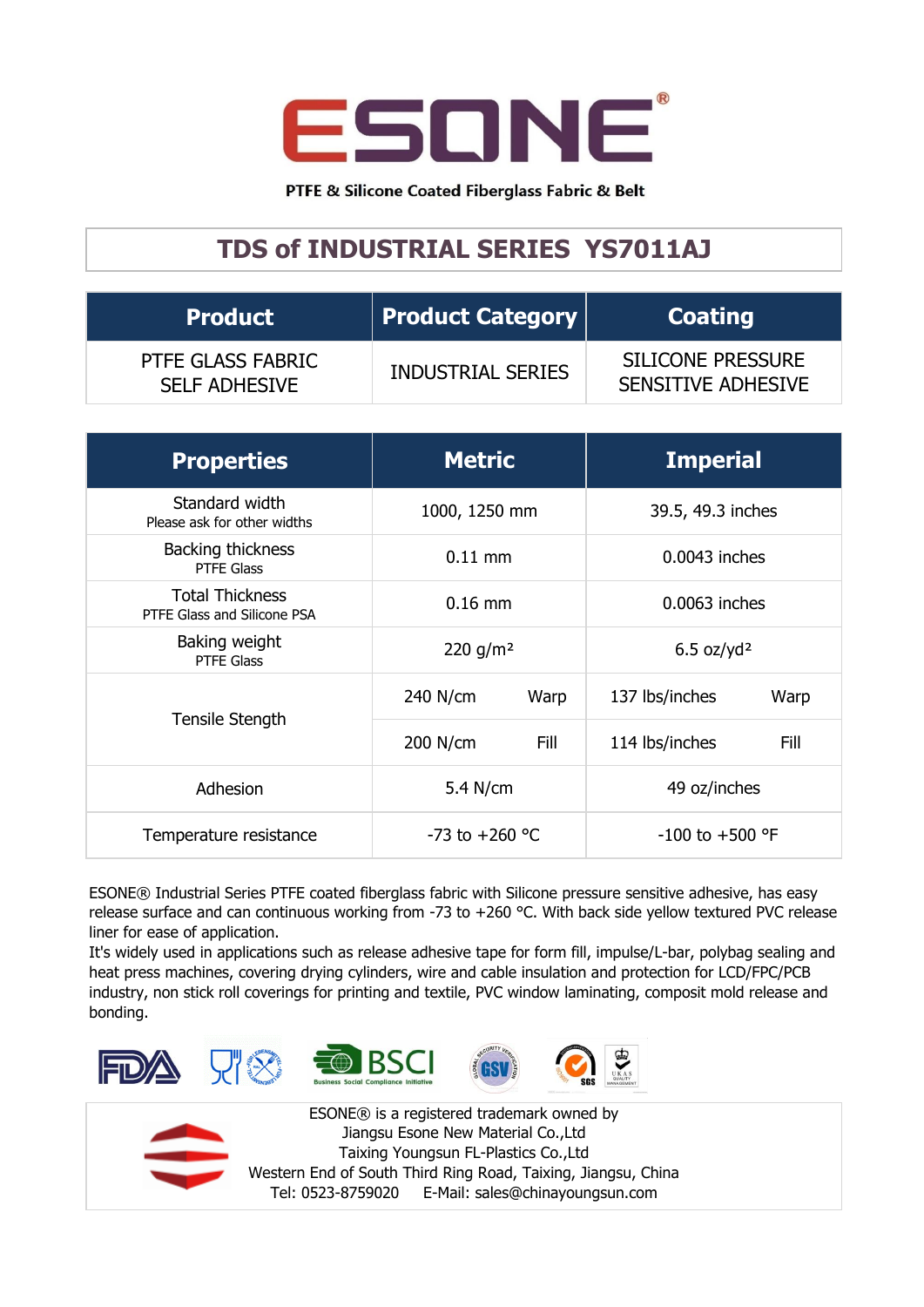# ESONE®

PTFE & Silicone Coated Fiberglass Fabric & Belt

## TDS of INDUSTRIAL SERIES YS7011AJ

| Product | Product Category | Coating |
|---|---|---|
| PTFE GLASS FABRIC SELF ADHESIVE | INDUSTRIAL SERIES | SILICONE PRESSURE SENSITIVE ADHESIVE |

| Properties | Metric | | Imperial | |
|---|---|---|---|---|
| Standard width<br>Please ask for other widths | 1000, 1250 mm | | 39.5, 49.3 inches | |
| Backing thickness<br>PTFE Glass | 0.11 mm | | 0.0043 inches | |
| Total Thickness<br>PTFE Glass and Silicone PSA | 0.16 mm | | 0.0063 inches | |
| Baking weight<br>PTFE Glass | 220 g/m² | | 6.5 oz/yd² | |
| Tensile Stength | 240 N/cm | Warp | 137 lbs/inches | Warp |
| | 200 N/cm | Fill | 114 lbs/inches | Fill |
| Adhesion | 5.4 N/cm | | 49 oz/inches | |
| Temperature resistance | -73 to +260 °C | | -100 to +500 °F | |

ESONE® Industrial Series PTFE coated fiberglass fabric with Silicone pressure sensitive adhesive, has easy release surface and can continuous working from -73 to +260 °C. With back side yellow textured PVC release liner for ease of application.
It's widely used in applications such as release adhesive tape for form fill, impulse/L-bar, polybag sealing and heat press machines, covering drying cylinders, wire and cable insulation and protection for LCD/FPC/PCB industry, non stick roll coverings for printing and textile, PVC window laminating, composit mold release and bonding.

ESONE® is a registered trademark owned by
Jiangsu Esone New Material Co.,Ltd
Taixing Youngsun FL-Plastics Co.,Ltd
Western End of South Third Ring Road, Taixing, Jiangsu, China
Tel: 0523-8759020 E-Mail: sales@chinayoungsun.com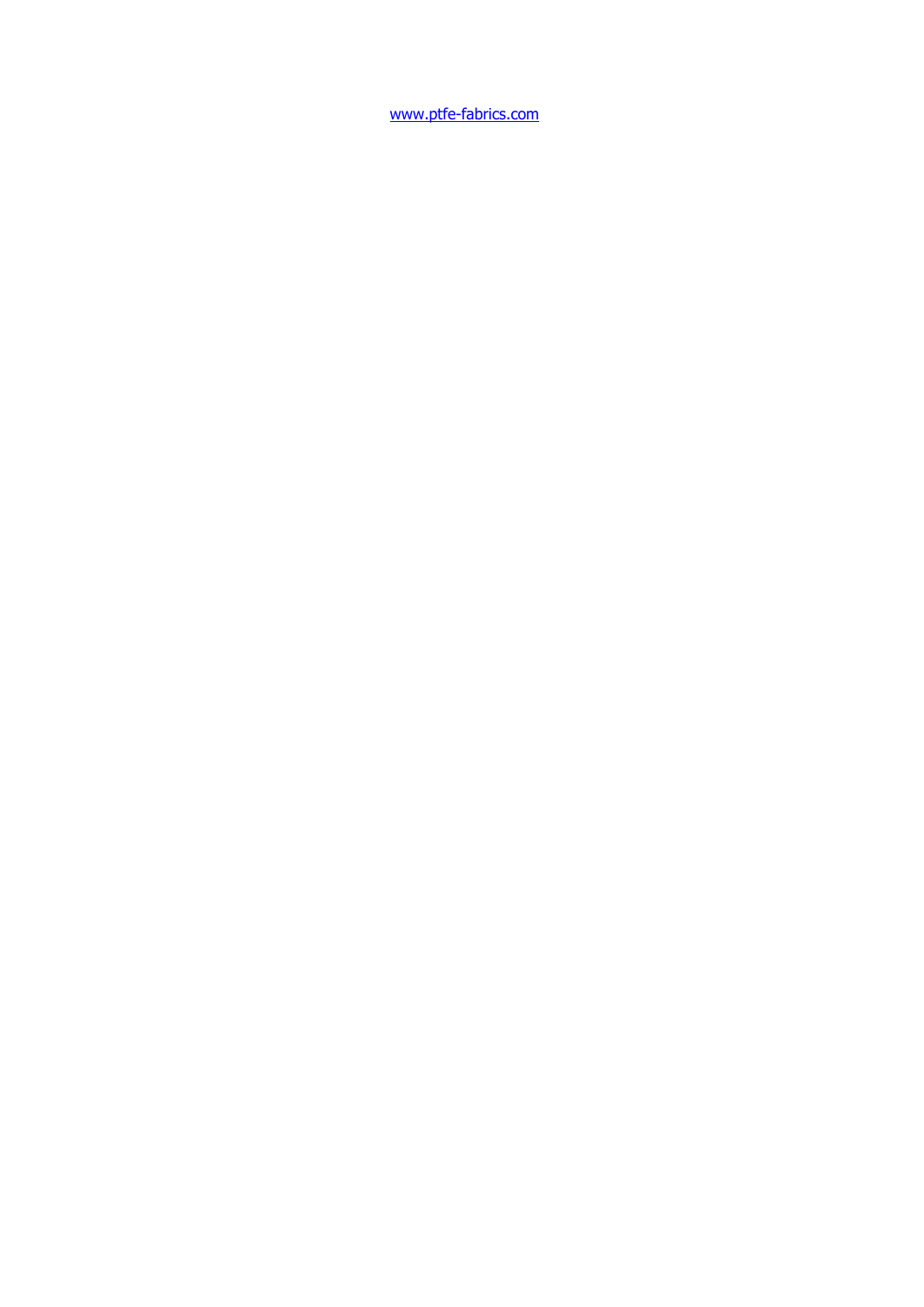www.ptfe-fabrics.com